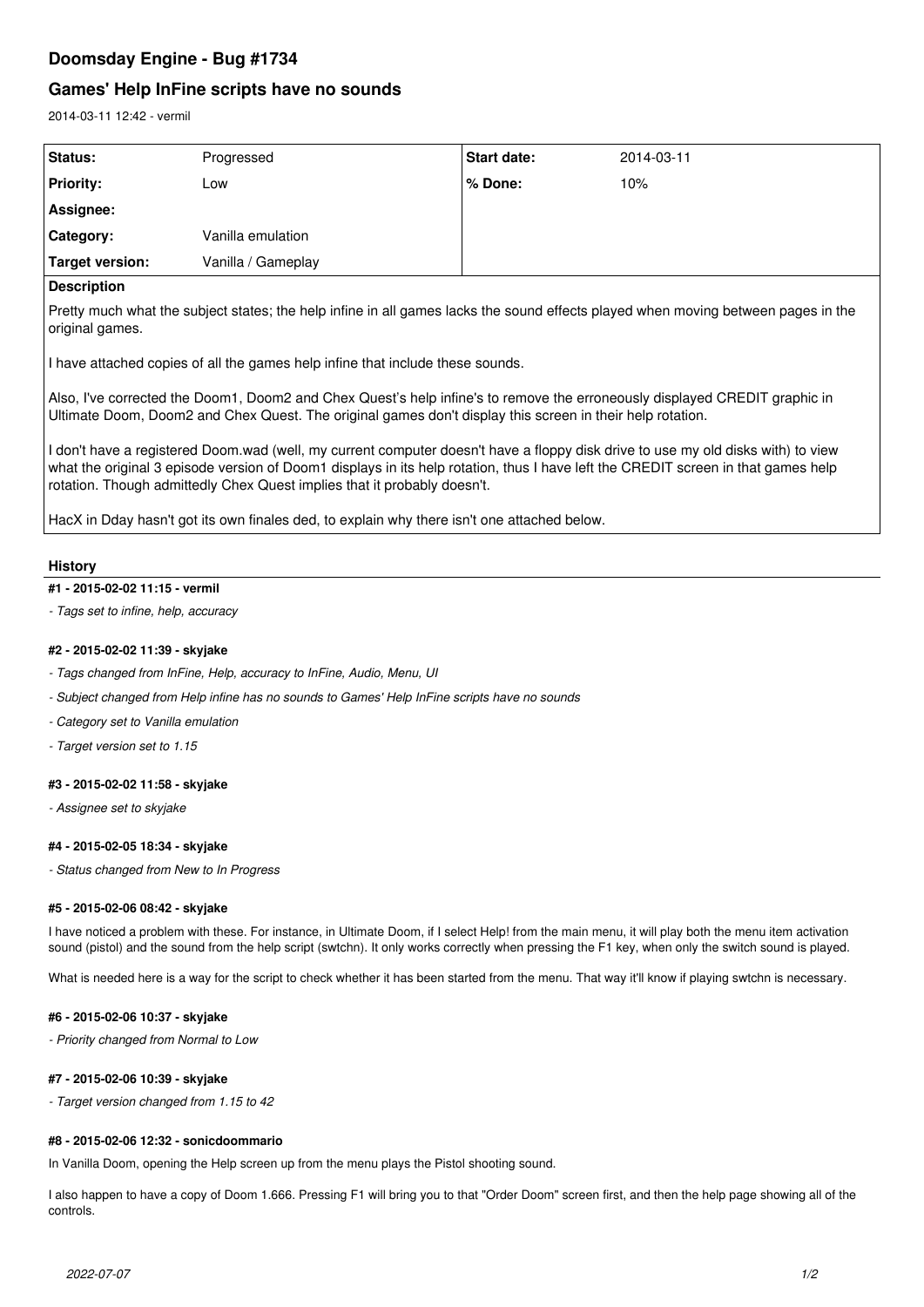# Doomsday Engine - Bug #1734

## Games' Help InFine scripts have no sounds

2014-03-11 12:42 - vermil

| **Status:** | Progressed | **Start date:** | 2014-03-11 |
|---|---|---|---|
| **Priority:** | Low | **% Done:** | 10% |
| **Assignee:** | | | |
| **Category:** | Vanilla emulation | | |
| **Target version:** | Vanilla / Gameplay | | |

**Description**

Pretty much what the subject states; the help infine in all games lacks the sound effects played when moving between pages in the original games.

I have attached copies of all the games help infine that include these sounds.

Also, I've corrected the Doom1, Doom2 and Chex Quest's help infine's to remove the erroneously displayed CREDIT graphic in Ultimate Doom, Doom2 and Chex Quest. The original games don't display this screen in their help rotation.

I don't have a registered Doom.wad (well, my current computer doesn't have a floppy disk drive to use my old disks with) to view what the original 3 episode version of Doom1 displays in its help rotation, thus I have left the CREDIT screen in that games help rotation. Though admittedly Chex Quest implies that it probably doesn't.

HacX in Dday hasn't got its own finales ded, to explain why there isn't one attached below.

### History

#### #1 - 2015-02-02 11:15 - vermil

*- Tags set to infine, help, accuracy*

#### #2 - 2015-02-02 11:39 - skyjake

*- Tags changed from InFine, Help, accuracy to InFine, Audio, Menu, UI*

*- Subject changed from Help infine has no sounds to Games' Help InFine scripts have no sounds*

*- Category set to Vanilla emulation*

*- Target version set to 1.15*

#### #3 - 2015-02-02 11:58 - skyjake

*- Assignee set to skyjake*

#### #4 - 2015-02-05 18:34 - skyjake

*- Status changed from New to In Progress*

#### #5 - 2015-02-06 08:42 - skyjake

I have noticed a problem with these. For instance, in Ultimate Doom, if I select Help! from the main menu, it will play both the menu item activation sound (pistol) and the sound from the help script (swtchn). It only works correctly when pressing the F1 key, when only the switch sound is played.

What is needed here is a way for the script to check whether it has been started from the menu. That way it'll know if playing swtchn is necessary.

#### #6 - 2015-02-06 10:37 - skyjake

*- Priority changed from Normal to Low*

#### #7 - 2015-02-06 10:39 - skyjake

*- Target version changed from 1.15 to 42*

#### #8 - 2015-02-06 12:32 - sonicdoommario

In Vanilla Doom, opening the Help screen up from the menu plays the Pistol shooting sound.

I also happen to have a copy of Doom 1.666. Pressing F1 will bring you to that "Order Doom" screen first, and then the help page showing all of the controls.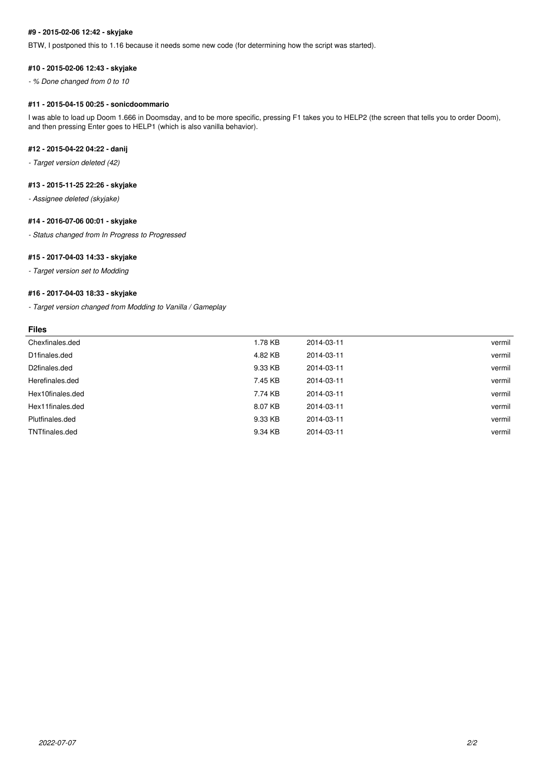#### #9 - 2015-02-06 12:42 - skyjake

BTW, I postponed this to 1.16 because it needs some new code (for determining how the script was started).

#### #10 - 2015-02-06 12:43 - skyjake

*- % Done changed from 0 to 10*

#### #11 - 2015-04-15 00:25 - sonicdoommario

I was able to load up Doom 1.666 in Doomsday, and to be more specific, pressing F1 takes you to HELP2 (the screen that tells you to order Doom), and then pressing Enter goes to HELP1 (which is also vanilla behavior).

#### #12 - 2015-04-22 04:22 - danij

*- Target version deleted (42)*

#### #13 - 2015-11-25 22:26 - skyjake

*- Assignee deleted (skyjake)*

#### #14 - 2016-07-06 00:01 - skyjake

*- Status changed from In Progress to Progressed*

#### #15 - 2017-04-03 14:33 - skyjake

*- Target version set to Modding*

#### #16 - 2017-04-03 18:33 - skyjake

*- Target version changed from Modding to Vanilla / Gameplay*

### Files

| | | | |
|---|---|---|---|
| Chexfinales.ded | 1.78 KB | 2014-03-11 | vermil |
| D1finales.ded | 4.82 KB | 2014-03-11 | vermil |
| D2finales.ded | 9.33 KB | 2014-03-11 | vermil |
| Herefinales.ded | 7.45 KB | 2014-03-11 | vermil |
| Hex10finales.ded | 7.74 KB | 2014-03-11 | vermil |
| Hex11finales.ded | 8.07 KB | 2014-03-11 | vermil |
| Plutfinales.ded | 9.33 KB | 2014-03-11 | vermil |
| TNTfinales.ded | 9.34 KB | 2014-03-11 | vermil |